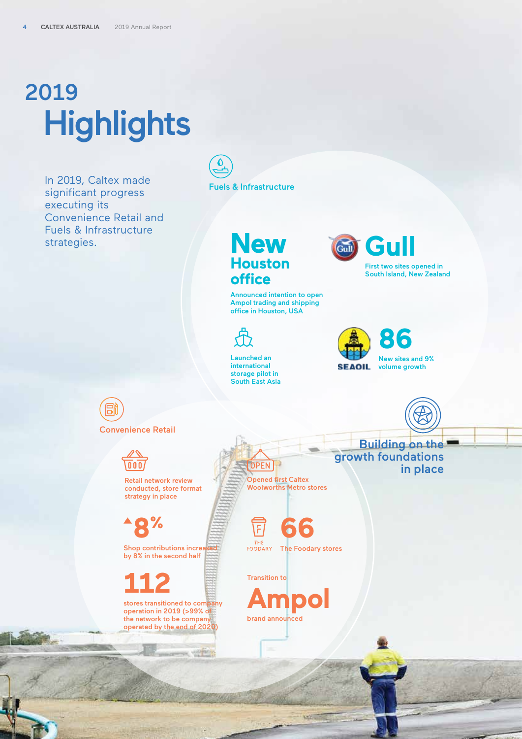# 2019 Highlights

In 2019, Caltex made significant progress executing its Convenience Retail and Fuels & Infrastructure strategies.

## Fuels & Infrastructure

**New Houston office**

Announced intention to open Ampol trading and shipping office in Houston, USA

**Gull**

First two sites opened in South Island, New Zealand

Launched an international storage pilot in South East Asia

**86**

SEAOIL

New sites and 9% volume growth

**Building on the growth foundations in place**

## Convenience Retail

Retail network review conducted, store format strategy in place

Opened first Caltex Woolworths Metro stores

**▲8%**

Shop contributions increased by 8% in the second half

**66**

The Foodary stores

**112**

stores transitioned to company operation in 2019 (>99% of the network to be company operated by the end of 2020)

Transition to **Ampol** brand announced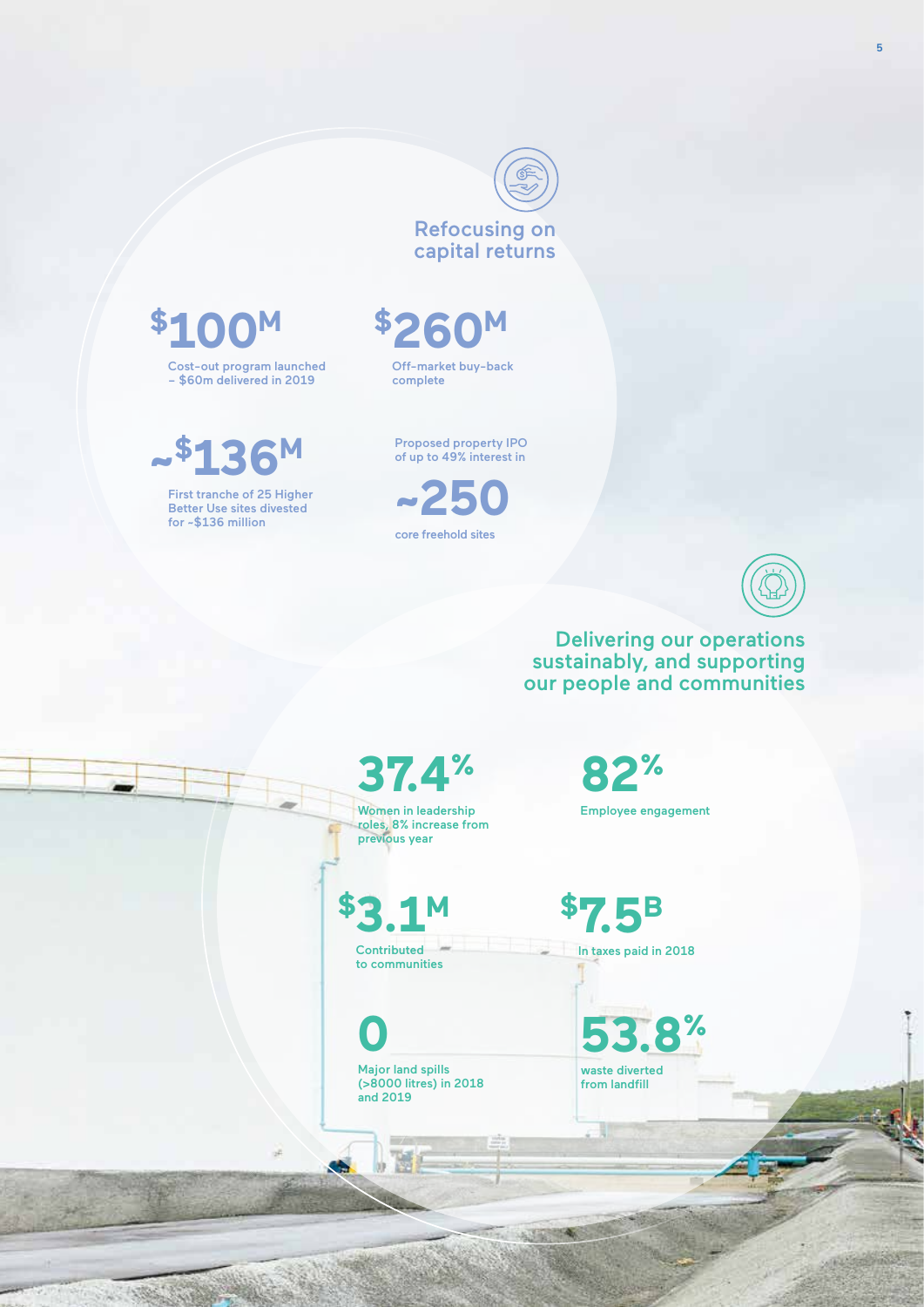## Refocusing on capital returns

**$100M**

Cost-out program launched – $60m delivered in 2019

**$260M**

Off-market buy-back complete

**~$136M**

First tranche of 25 Higher Better Use sites divested for ~$136 million

Proposed property IPO of up to 49% interest in

**~250**

core freehold sites

## Delivering our operations sustainably, and supporting our people and communities

**37.4%**

Women in leadership roles, 8% increase from previous year

**82%**

Employee engagement

**$3.1M**

Contributed to communities

**$7.5B**

In taxes paid in 2018

**0**

Major land spills (>8000 litres) in 2018 and 2019

**53.8%**

waste diverted from landfill